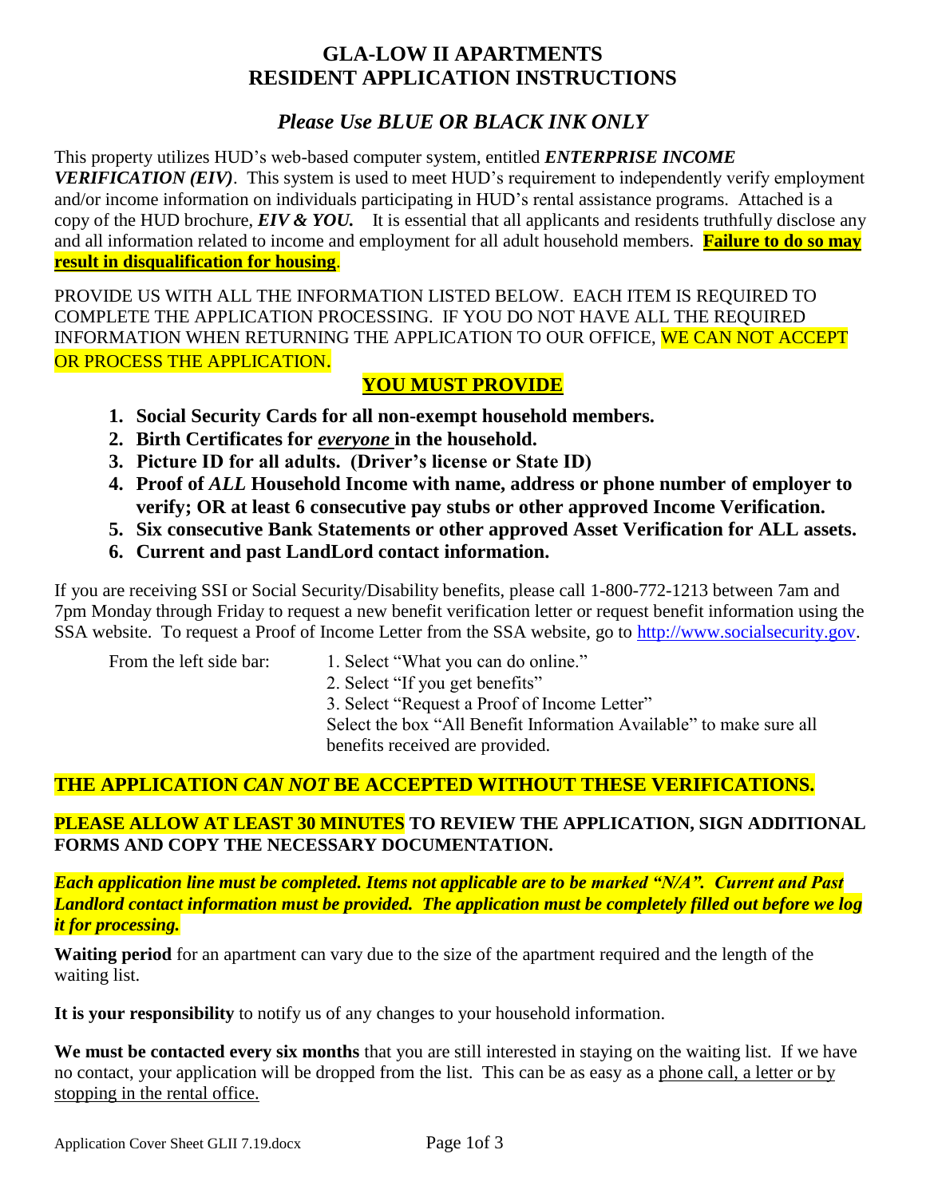# GLA-LOW II APARTMENTS
# RESIDENT APPLICATION INSTRUCTIONS

## *Please Use BLUE OR BLACK INK ONLY*

This property utilizes HUD's web-based computer system, entitled ***ENTERPRISE INCOME VERIFICATION (EIV)***. This system is used to meet HUD's requirement to independently verify employment and/or income information on individuals participating in HUD's rental assistance programs. Attached is a copy of the HUD brochure, ***EIV & YOU.*** It is essential that all applicants and residents truthfully disclose any and all information related to income and employment for all adult household members. **Failure to do so may result in disqualification for housing**.

PROVIDE US WITH ALL THE INFORMATION LISTED BELOW. EACH ITEM IS REQUIRED TO COMPLETE THE APPLICATION PROCESSING. IF YOU DO NOT HAVE ALL THE REQUIRED INFORMATION WHEN RETURNING THE APPLICATION TO OUR OFFICE, WE CAN NOT ACCEPT OR PROCESS THE APPLICATION.

**YOU MUST PROVIDE**

1. **Social Security Cards for all non-exempt household members.**
2. **Birth Certificates for *everyone* in the household.**
3. **Picture ID for all adults. (Driver's license or State ID)**
4. **Proof of *ALL* Household Income with name, address or phone number of employer to verify; OR at least 6 consecutive pay stubs or other approved Income Verification.**
5. **Six consecutive Bank Statements or other approved Asset Verification for ALL assets.**
6. **Current and past LandLord contact information.**

If you are receiving SSI or Social Security/Disability benefits, please call 1-800-772-1213 between 7am and 7pm Monday through Friday to request a new benefit verification letter or request benefit information using the SSA website. To request a Proof of Income Letter from the SSA website, go to http://www.socialsecurity.gov.

From the left side bar:
1. Select "What you can do online."
2. Select "If you get benefits"
3. Select "Request a Proof of Income Letter"
Select the box "All Benefit Information Available" to make sure all benefits received are provided.

**THE APPLICATION *CAN NOT* BE ACCEPTED WITHOUT THESE VERIFICATIONS.**

**PLEASE ALLOW AT LEAST 30 MINUTES TO REVIEW THE APPLICATION, SIGN ADDITIONAL FORMS AND COPY THE NECESSARY DOCUMENTATION.**

***Each application line must be completed. Items not applicable are to be marked "N/A". Current and Past Landlord contact information must be provided. The application must be completely filled out before we log it for processing.***

**Waiting period** for an apartment can vary due to the size of the apartment required and the length of the waiting list.

**It is your responsibility** to notify us of any changes to your household information.

**We must be contacted every six months** that you are still interested in staying on the waiting list. If we have no contact, your application will be dropped from the list. This can be as easy as a phone call, a letter or by stopping in the rental office.

Application Cover Sheet GLII 7.19.docx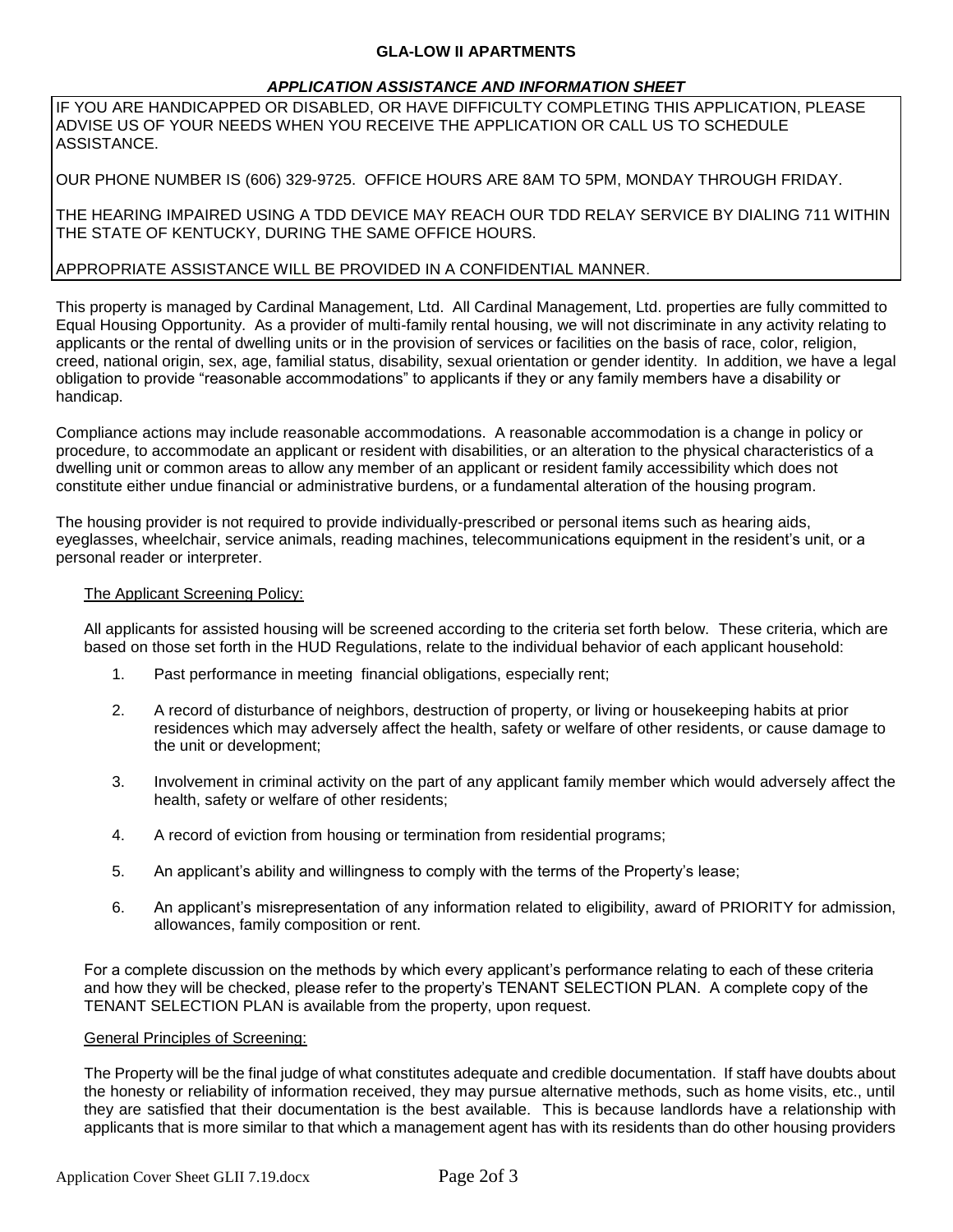**GLA-LOW II APARTMENTS**

***APPLICATION ASSISTANCE AND INFORMATION SHEET***

IF YOU ARE HANDICAPPED OR DISABLED, OR HAVE DIFFICULTY COMPLETING THIS APPLICATION, PLEASE ADVISE US OF YOUR NEEDS WHEN YOU RECEIVE THE APPLICATION OR CALL US TO SCHEDULE ASSISTANCE.

OUR PHONE NUMBER IS (606) 329-9725. OFFICE HOURS ARE 8AM TO 5PM, MONDAY THROUGH FRIDAY.

THE HEARING IMPAIRED USING A TDD DEVICE MAY REACH OUR TDD RELAY SERVICE BY DIALING 711 WITHIN THE STATE OF KENTUCKY, DURING THE SAME OFFICE HOURS.

APPROPRIATE ASSISTANCE WILL BE PROVIDED IN A CONFIDENTIAL MANNER.

This property is managed by Cardinal Management, Ltd. All Cardinal Management, Ltd. properties are fully committed to Equal Housing Opportunity. As a provider of multi-family rental housing, we will not discriminate in any activity relating to applicants or the rental of dwelling units or in the provision of services or facilities on the basis of race, color, religion, creed, national origin, sex, age, familial status, disability, sexual orientation or gender identity. In addition, we have a legal obligation to provide "reasonable accommodations" to applicants if they or any family members have a disability or handicap.

Compliance actions may include reasonable accommodations. A reasonable accommodation is a change in policy or procedure, to accommodate an applicant or resident with disabilities, or an alteration to the physical characteristics of a dwelling unit or common areas to allow any member of an applicant or resident family accessibility which does not constitute either undue financial or administrative burdens, or a fundamental alteration of the housing program.

The housing provider is not required to provide individually-prescribed or personal items such as hearing aids, eyeglasses, wheelchair, service animals, reading machines, telecommunications equipment in the resident's unit, or a personal reader or interpreter.

The Applicant Screening Policy:

All applicants for assisted housing will be screened according to the criteria set forth below. These criteria, which are based on those set forth in the HUD Regulations, relate to the individual behavior of each applicant household:

1. Past performance in meeting financial obligations, especially rent;
2. A record of disturbance of neighbors, destruction of property, or living or housekeeping habits at prior residences which may adversely affect the health, safety or welfare of other residents, or cause damage to the unit or development;
3. Involvement in criminal activity on the part of any applicant family member which would adversely affect the health, safety or welfare of other residents;
4. A record of eviction from housing or termination from residential programs;
5. An applicant's ability and willingness to comply with the terms of the Property's lease;
6. An applicant's misrepresentation of any information related to eligibility, award of PRIORITY for admission, allowances, family composition or rent.

For a complete discussion on the methods by which every applicant's performance relating to each of these criteria and how they will be checked, please refer to the property's TENANT SELECTION PLAN. A complete copy of the TENANT SELECTION PLAN is available from the property, upon request.

General Principles of Screening:

The Property will be the final judge of what constitutes adequate and credible documentation. If staff have doubts about the honesty or reliability of information received, they may pursue alternative methods, such as home visits, etc., until they are satisfied that their documentation is the best available. This is because landlords have a relationship with applicants that is more similar to that which a management agent has with its residents than do other housing providers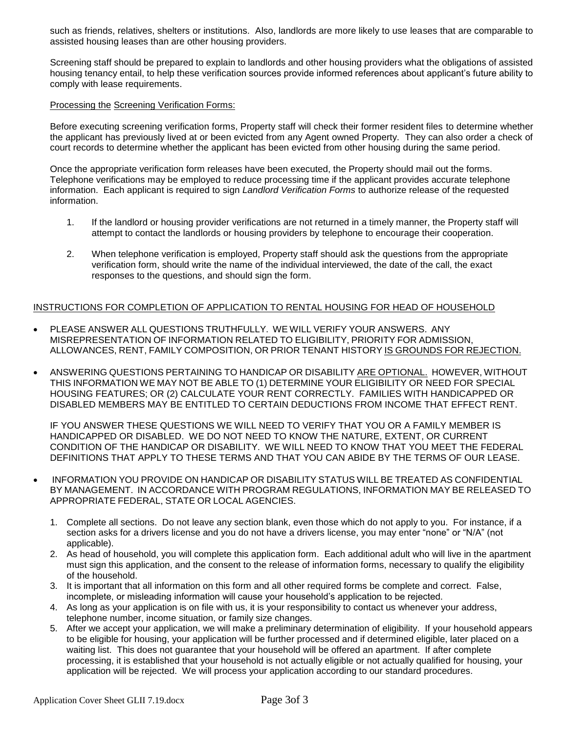such as friends, relatives, shelters or institutions. Also, landlords are more likely to use leases that are comparable to assisted housing leases than are other housing providers.

Screening staff should be prepared to explain to landlords and other housing providers what the obligations of assisted housing tenancy entail, to help these verification sources provide informed references about applicant's future ability to comply with lease requirements.

<u>Processing the</u> <u>Screening Verification Forms:</u>

Before executing screening verification forms, Property staff will check their former resident files to determine whether the applicant has previously lived at or been evicted from any Agent owned Property. They can also order a check of court records to determine whether the applicant has been evicted from other housing during the same period.

Once the appropriate verification form releases have been executed, the Property should mail out the forms. Telephone verifications may be employed to reduce processing time if the applicant provides accurate telephone information. Each applicant is required to sign *Landlord Verification Forms* to authorize release of the requested information.

1. If the landlord or housing provider verifications are not returned in a timely manner, the Property staff will attempt to contact the landlords or housing providers by telephone to encourage their cooperation.
2. When telephone verification is employed, Property staff should ask the questions from the appropriate verification form, should write the name of the individual interviewed, the date of the call, the exact responses to the questions, and should sign the form.

<u>INSTRUCTIONS FOR COMPLETION OF APPLICATION TO RENTAL HOUSING FOR HEAD OF HOUSEHOLD</u>

- PLEASE ANSWER ALL QUESTIONS TRUTHFULLY. WE WILL VERIFY YOUR ANSWERS. ANY MISREPRESENTATION OF INFORMATION RELATED TO ELIGIBILITY, PRIORITY FOR ADMISSION, ALLOWANCES, RENT, FAMILY COMPOSITION, OR PRIOR TENANT HISTORY <u>IS GROUNDS FOR REJECTION.</u>
- ANSWERING QUESTIONS PERTAINING TO HANDICAP OR DISABILITY <u>ARE OPTIONAL.</u> HOWEVER, WITHOUT THIS INFORMATION WE MAY NOT BE ABLE TO (1) DETERMINE YOUR ELIGIBILITY OR NEED FOR SPECIAL HOUSING FEATURES; OR (2) CALCULATE YOUR RENT CORRECTLY. FAMILIES WITH HANDICAPPED OR DISABLED MEMBERS MAY BE ENTITLED TO CERTAIN DEDUCTIONS FROM INCOME THAT EFFECT RENT.

  IF YOU ANSWER THESE QUESTIONS WE WILL NEED TO VERIFY THAT YOU OR A FAMILY MEMBER IS HANDICAPPED OR DISABLED. WE DO NOT NEED TO KNOW THE NATURE, EXTENT, OR CURRENT CONDITION OF THE HANDICAP OR DISABILITY. WE WILL NEED TO KNOW THAT YOU MEET THE FEDERAL DEFINITIONS THAT APPLY TO THESE TERMS AND THAT YOU CAN ABIDE BY THE TERMS OF OUR LEASE.
- INFORMATION YOU PROVIDE ON HANDICAP OR DISABILITY STATUS WILL BE TREATED AS CONFIDENTIAL BY MANAGEMENT. IN ACCORDANCE WITH PROGRAM REGULATIONS, INFORMATION MAY BE RELEASED TO APPROPRIATE FEDERAL, STATE OR LOCAL AGENCIES.

1. Complete all sections. Do not leave any section blank, even those which do not apply to you. For instance, if a section asks for a drivers license and you do not have a drivers license, you may enter "none" or "N/A" (not applicable).
2. As head of household, you will complete this application form. Each additional adult who will live in the apartment must sign this application, and the consent to the release of information forms, necessary to qualify the eligibility of the household.
3. It is important that all information on this form and all other required forms be complete and correct. False, incomplete, or misleading information will cause your household's application to be rejected.
4. As long as your application is on file with us, it is your responsibility to contact us whenever your address, telephone number, income situation, or family size changes.
5. After we accept your application, we will make a preliminary determination of eligibility. If your household appears to be eligible for housing, your application will be further processed and if determined eligible, later placed on a waiting list. This does not guarantee that your household will be offered an apartment. If after complete processing, it is established that your household is not actually eligible or not actually qualified for housing, your application will be rejected. We will process your application according to our standard procedures.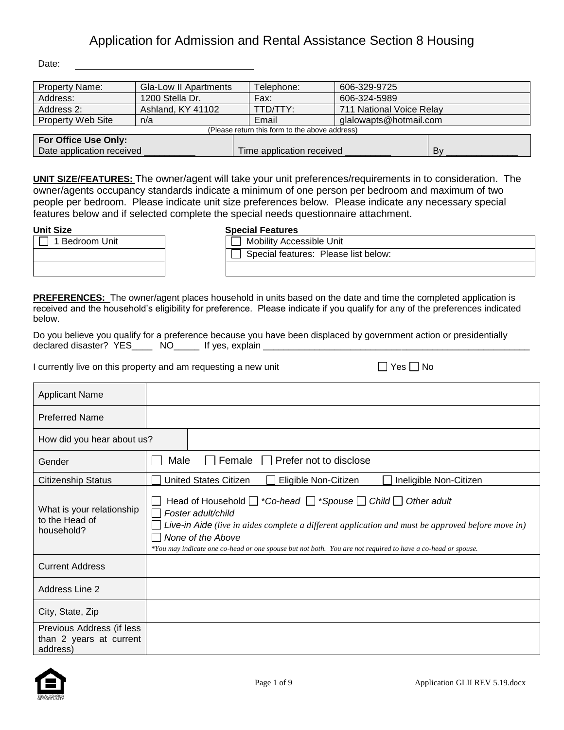# Application for Admission and Rental Assistance Section 8 Housing

Date: ____________________________

| Property Name: | Gla-Low II Apartments | Telephone: | 606-329-9725 |
|---|---|---|---|
| Address: | 1200 Stella Dr. | Fax: | 606-324-5989 |
| Address 2: | Ashland, KY 41102 | TTD/TTY: | 711 National Voice Relay |
| Property Web Site | n/a | Email | glalowapts@hotmail.com |

(Please return this form to the above address)

| **For Office Use Only:** Date application received __________ | Time application received _________ | By ______________ |
|---|---|---|

**UNIT SIZE/FEATURES:** The owner/agent will take your unit preferences/requirements in to consideration. The owner/agents occupancy standards indicate a minimum of one person per bedroom and maximum of two people per bedroom. Please indicate unit size preferences below. Please indicate any necessary special features below and if selected complete the special needs questionnaire attachment.

| **Unit Size** |
|---|
| ☐ 1 Bedroom Unit |
| |
| |

| **Special Features** |
|---|
| ☐ Mobility Accessible Unit |
| ☐ Special features: Please list below: |
| |

**PREFERENCES:** The owner/agent places household in units based on the date and time the completed application is received and the household's eligibility for preference. Please indicate if you qualify for any of the preferences indicated below.

Do you believe you qualify for a preference because you have been displaced by government action or presidentially declared disaster? YES____ NO_____ If yes, explain ______________________________________________________

I currently live on this property and am requesting a new unit ☐ Yes ☐ No

| | |
|---|---|
| Applicant Name | |
| Preferred Name | |
| How did you hear about us? | |
| Gender | ☐ Male ☐ Female ☐ Prefer not to disclose |
| Citizenship Status | ☐ United States Citizen ☐ Eligible Non-Citizen ☐ Ineligible Non-Citizen |
| What is your relationship to the Head of household? | ☐ Head of Household ☐ *\*Co-head* ☐ *\*Spouse* ☐ *Child* ☐ *Other adult* ☐ *Foster adult/child* ☐ *Live-in Aide (live in aides complete a different application and must be approved before move in)* ☐ *None of the Above* *\*You may indicate one co-head or one spouse but not both. You are not required to have a co-head or spouse.* |
| Current Address | |
| Address Line 2 | |
| City, State, Zip | |
| Previous Address (if less than 2 years at current address) | |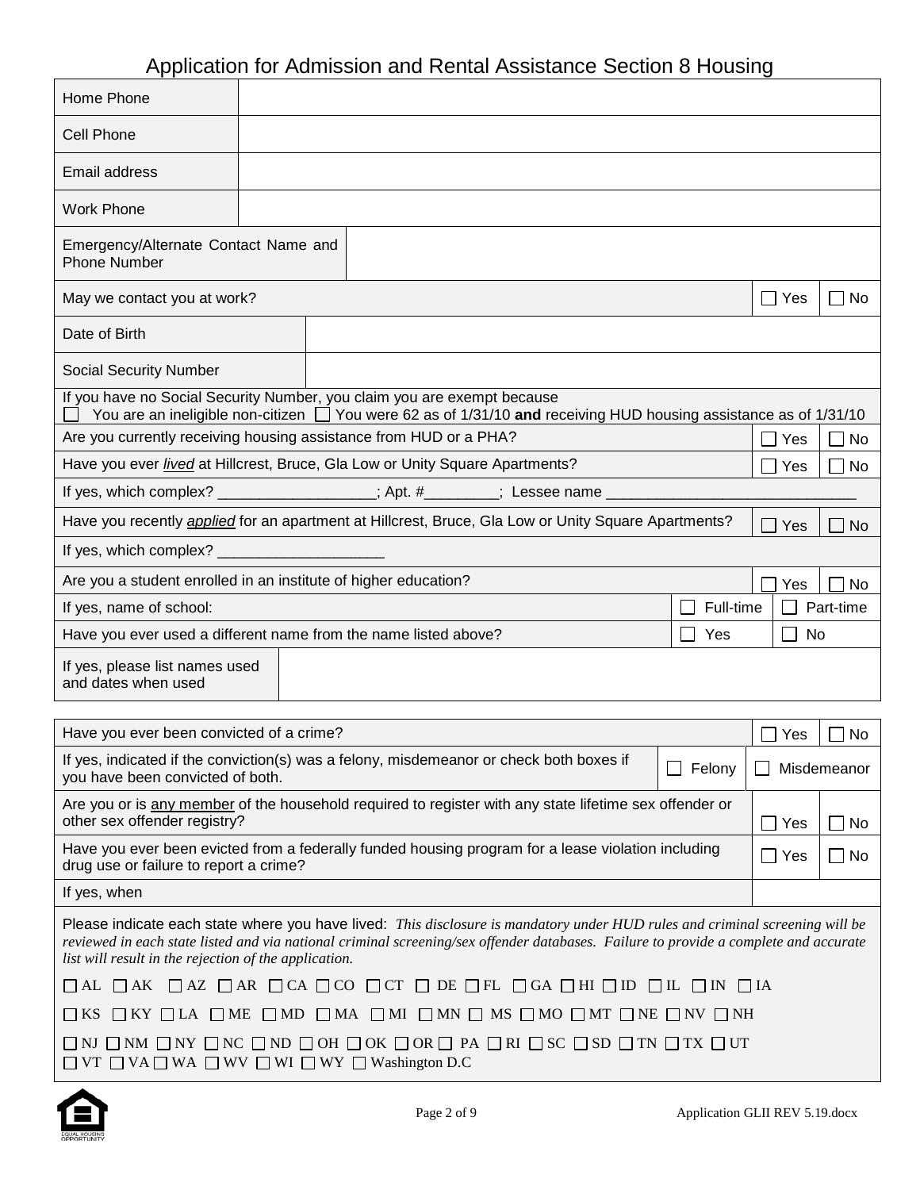# Application for Admission and Rental Assistance Section 8 Housing

| Home Phone | |
|---|---|
| Cell Phone | |
| Email address | |
| Work Phone | |
| Emergency/Alternate Contact Name and Phone Number | |

| | | |
|---|---|---|
| May we contact you at work? | ☐ Yes | ☐ No |

| Date of Birth | |
|---|---|
| Social Security Number | |

If you have no Social Security Number, you claim you are exempt because
☐ You are an ineligible non-citizen ☐ You were 62 as of 1/31/10 **and** receiving HUD housing assistance as of 1/31/10

| | | |
|---|---|---|
| Are you currently receiving housing assistance from HUD or a PHA? | ☐ Yes | ☐ No |
| Have you ever *lived* at Hillcrest, Bruce, Gla Low or Unity Square Apartments? | ☐ Yes | ☐ No |

If yes, which complex? ___________________; Apt. #_________; Lessee name _______________________________

| | | |
|---|---|---|
| Have you recently *applied* for an apartment at Hillcrest, Bruce, Gla Low or Unity Square Apartments? | ☐ Yes | ☐ No |

If yes, which complex? ____________________

| | | |
|---|---|---|
| Are you a student enrolled in an institute of higher education? | ☐ Yes | ☐ No |
| If yes, name of school: | ☐ Full-time | ☐ Part-time |
| Have you ever used a different name from the name listed above? | ☐ Yes | ☐ No |

| If yes, please list names used and dates when used | |
|---|---|

| | | |
|---|---|---|
| Have you ever been convicted of a crime? | ☐ Yes | ☐ No |
| If yes, indicated if the conviction(s) was a felony, misdemeanor or check both boxes if you have been convicted of both. | ☐ Felony | ☐ Misdemeanor |
| Are you or is any member of the household required to register with any state lifetime sex offender or other sex offender registry? | ☐ Yes | ☐ No |
| Have you ever been evicted from a federally funded housing program for a lease violation including drug use or failure to report a crime? | ☐ Yes | ☐ No |
| If yes, when | | |

Please indicate each state where you have lived: *This disclosure is mandatory under HUD rules and criminal screening will be reviewed in each state listed and via national criminal screening/sex offender databases. Failure to provide a complete and accurate list will result in the rejection of the application.*

☐ AL ☐ AK ☐ AZ ☐ AR ☐ CA ☐ CO ☐ CT ☐ DE ☐ FL ☐ GA ☐ HI ☐ ID ☐ IL ☐ IN ☐ IA

☐ KS ☐ KY ☐ LA ☐ ME ☐ MD ☐ MA ☐ MI ☐ MN ☐ MS ☐ MO ☐ MT ☐ NE ☐ NV ☐ NH

☐ NJ ☐ NM ☐ NY ☐ NC ☐ ND ☐ OH ☐ OK ☐ OR ☐ PA ☐ RI ☐ SC ☐ SD ☐ TN ☐ TX ☐ UT
☐ VT ☐ VA ☐ WA ☐ WV ☐ WI ☐ WY ☐ Washington D.C

Application GLII REV 5.19.docx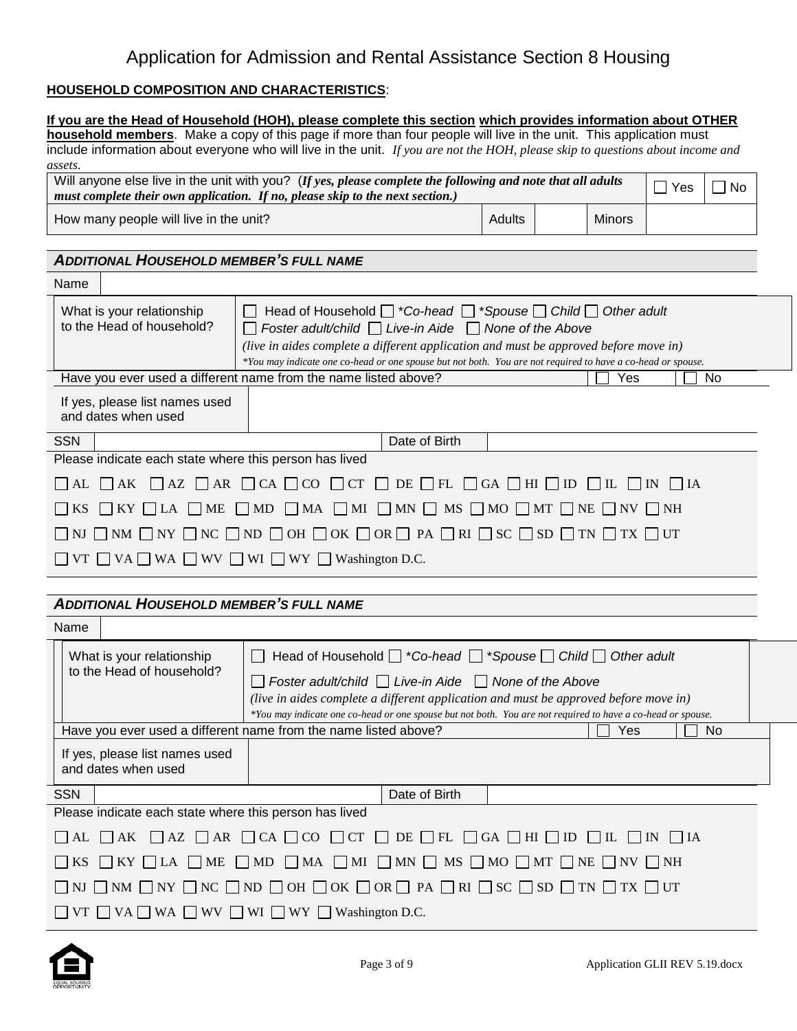# Application for Admission and Rental Assistance Section 8 Housing

**HOUSEHOLD COMPOSITION AND CHARACTERISTICS**:

**If you are the Head of Household (HOH), please complete this section which provides information about OTHER household members**. Make a copy of this page if more than four people will live in the unit. This application must include information about everyone who will live in the unit. *If you are not the HOH, please skip to questions about income and assets.*

| Will anyone else live in the unit with you? (***If yes, please complete the following and note that all adults must complete their own application. If no, please skip to the next section.***) | | | ☐ Yes | ☐ No |
|---|---|---|---|---|
| How many people will live in the unit? | Adults | | Minors | |

### *ADDITIONAL HOUSEHOLD MEMBER'S FULL NAME*

| Name | | | |
|---|---|---|---|
| What is your relationship to the Head of household? | ☐ Head of Household ☐ **Co-head* ☐ **Spouse* ☐ *Child* ☐ *Other adult* ☐ *Foster adult/child* ☐ *Live-in Aide* ☐ *None of the Above* *(live in aides complete a different application and must be approved before move in)* **You may indicate one co-head or one spouse but not both. You are not required to have a co-head or spouse.* | | |
| Have you ever used a different name from the name listed above? | | ☐ Yes | ☐ No |
| If yes, please list names used and dates when used | | | |
| SSN | | Date of Birth | |

Please indicate each state where this person has lived

☐ AL ☐ AK ☐ AZ ☐ AR ☐ CA ☐ CO ☐ CT ☐ DE ☐ FL ☐ GA ☐ HI ☐ ID ☐ IL ☐ IN ☐ IA

☐ KS ☐ KY ☐ LA ☐ ME ☐ MD ☐ MA ☐ MI ☐ MN ☐ MS ☐ MO ☐ MT ☐ NE ☐ NV ☐ NH

☐ NJ ☐ NM ☐ NY ☐ NC ☐ ND ☐ OH ☐ OK ☐ OR ☐ PA ☐ RI ☐ SC ☐ SD ☐ TN ☐ TX ☐ UT

☐ VT ☐ VA ☐ WA ☐ WV ☐ WI ☐ WY ☐ Washington D.C.

### *ADDITIONAL HOUSEHOLD MEMBER'S FULL NAME*

| Name | | | |
|---|---|---|---|
| What is your relationship to the Head of household? | ☐ Head of Household ☐ **Co-head* ☐ **Spouse* ☐ *Child* ☐ *Other adult* ☐ *Foster adult/child* ☐ *Live-in Aide* ☐ *None of the Above* *(live in aides complete a different application and must be approved before move in)* **You may indicate one co-head or one spouse but not both. You are not required to have a co-head or spouse.* | | |
| Have you ever used a different name from the name listed above? | | ☐ Yes | ☐ No |
| If yes, please list names used and dates when used | | | |
| SSN | | Date of Birth | |

Please indicate each state where this person has lived

☐ AL ☐ AK ☐ AZ ☐ AR ☐ CA ☐ CO ☐ CT ☐ DE ☐ FL ☐ GA ☐ HI ☐ ID ☐ IL ☐ IN ☐ IA

☐ KS ☐ KY ☐ LA ☐ ME ☐ MD ☐ MA ☐ MI ☐ MN ☐ MS ☐ MO ☐ MT ☐ NE ☐ NV ☐ NH

☐ NJ ☐ NM ☐ NY ☐ NC ☐ ND ☐ OH ☐ OK ☐ OR ☐ PA ☐ RI ☐ SC ☐ SD ☐ TN ☐ TX ☐ UT

☐ VT ☐ VA ☐ WA ☐ WV ☐ WI ☐ WY ☐ Washington D.C.

Application GLII REV 5.19.docx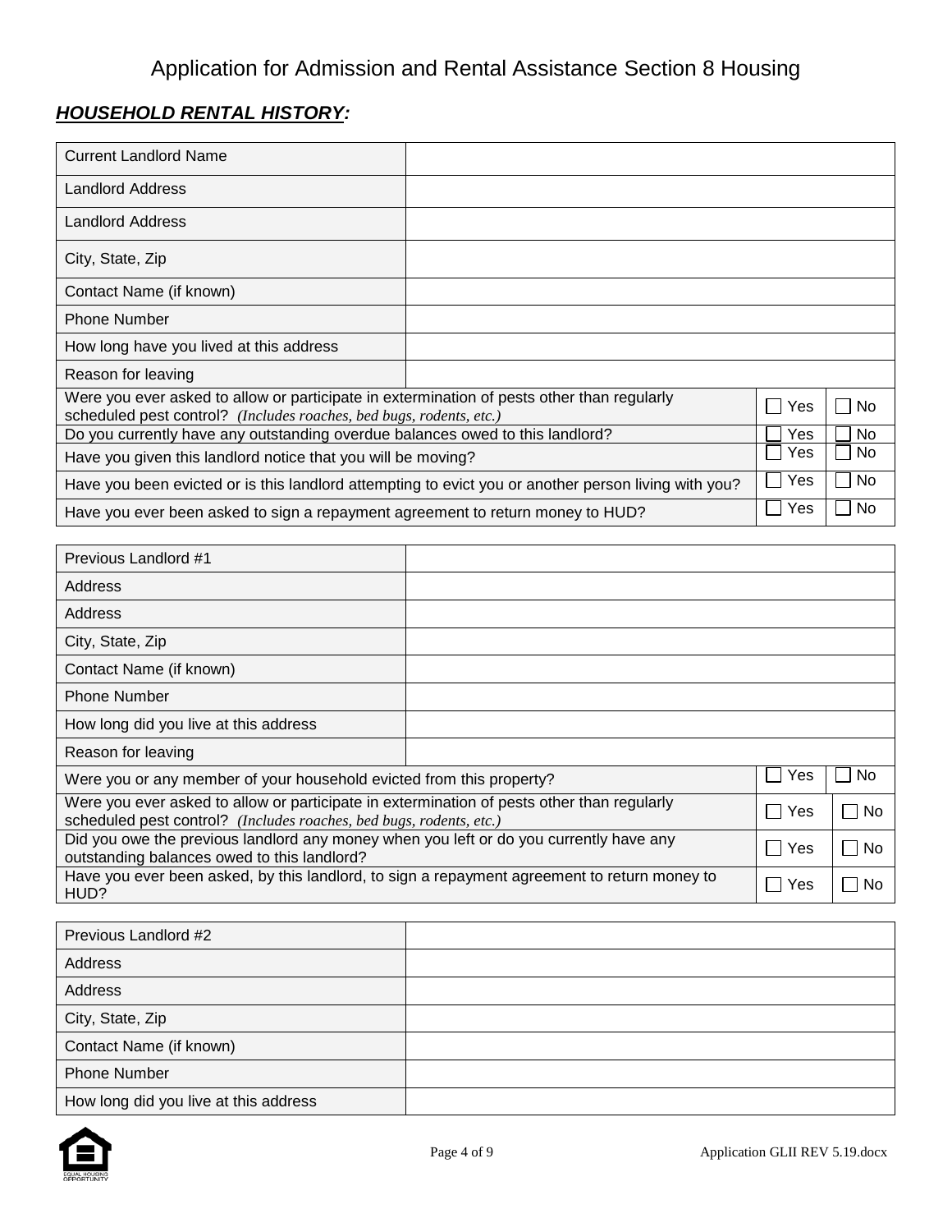# Application for Admission and Rental Assistance Section 8 Housing

## ***HOUSEHOLD RENTAL HISTORY:***

| Current Landlord Name | | |
|---|---|---|
| Landlord Address | | |
| Landlord Address | | |
| City, State, Zip | | |
| Contact Name (if known) | | |
| Phone Number | | |
| How long have you lived at this address | | |
| Reason for leaving | | |
| Were you ever asked to allow or participate in extermination of pests other than regularly scheduled pest control? *(Includes roaches, bed bugs, rodents, etc.)* | ☐ Yes | ☐ No |
| Do you currently have any outstanding overdue balances owed to this landlord? | ☐ Yes | ☐ No |
| Have you given this landlord notice that you will be moving? | ☐ Yes | ☐ No |
| Have you been evicted or is this landlord attempting to evict you or another person living with you? | ☐ Yes | ☐ No |
| Have you ever been asked to sign a repayment agreement to return money to HUD? | ☐ Yes | ☐ No |

| Previous Landlord #1 | | |
|---|---|---|
| Address | | |
| Address | | |
| City, State, Zip | | |
| Contact Name (if known) | | |
| Phone Number | | |
| How long did you live at this address | | |
| Reason for leaving | | |
| Were you or any member of your household evicted from this property? | ☐ Yes | ☐ No |
| Were you ever asked to allow or participate in extermination of pests other than regularly scheduled pest control? *(Includes roaches, bed bugs, rodents, etc.)* | ☐ Yes | ☐ No |
| Did you owe the previous landlord any money when you left or do you currently have any outstanding balances owed to this landlord? | ☐ Yes | ☐ No |
| Have you ever been asked, by this landlord, to sign a repayment agreement to return money to HUD? | ☐ Yes | ☐ No |

| Previous Landlord #2 | |
|---|---|
| Address | |
| Address | |
| City, State, Zip | |
| Contact Name (if known) | |
| Phone Number | |
| How long did you live at this address | |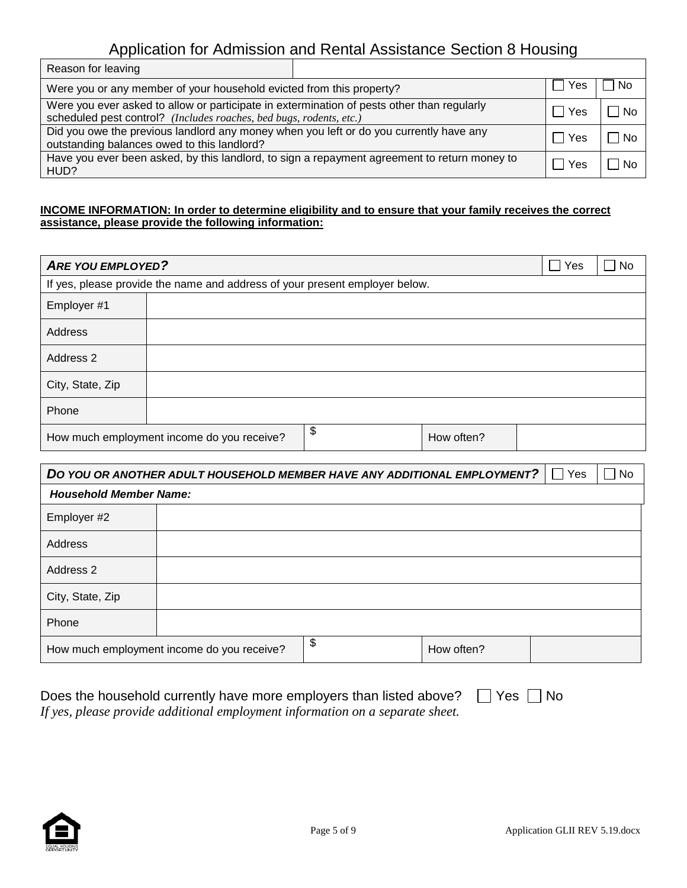# Application for Admission and Rental Assistance Section 8 Housing

| Reason for leaving | | |
|---|---|---|
| Were you or any member of your household evicted from this property? | ☐ Yes | ☐ No |
| Were you ever asked to allow or participate in extermination of pests other than regularly scheduled pest control? *(Includes roaches, bed bugs, rodents, etc.)* | ☐ Yes | ☐ No |
| Did you owe the previous landlord any money when you left or do you currently have any outstanding balances owed to this landlord? | ☐ Yes | ☐ No |
| Have you ever been asked, by this landlord, to sign a repayment agreement to return money to HUD? | ☐ Yes | ☐ No |

**INCOME INFORMATION: In order to determine eligibility and to ensure that your family receives the correct assistance, please provide the following information:**

| ***ARE YOU EMPLOYED?*** | | | | ☐ Yes | ☐ No |
|---|---|---|---|---|---|
| If yes, please provide the name and address of your present employer below. | | | | | |
| Employer #1 | | | | | |
| Address | | | | | |
| Address 2 | | | | | |
| City, State, Zip | | | | | |
| Phone | | | | | |
| How much employment income do you receive? | | $ | How often? | | |

| ***DO YOU OR ANOTHER ADULT HOUSEHOLD MEMBER HAVE ANY ADDITIONAL EMPLOYMENT?*** | | | | ☐ Yes | ☐ No |
|---|---|---|---|---|---|
| ***Household Member Name:*** | | | | | |
| Employer #2 | | | | | |
| Address | | | | | |
| Address 2 | | | | | |
| City, State, Zip | | | | | |
| Phone | | | | | |
| How much employment income do you receive? | | $ | How often? | | |

Does the household currently have more employers than listed above? ☐ Yes ☐ No
*If yes, please provide additional employment information on a separate sheet.*

Application GLII REV 5.19.docx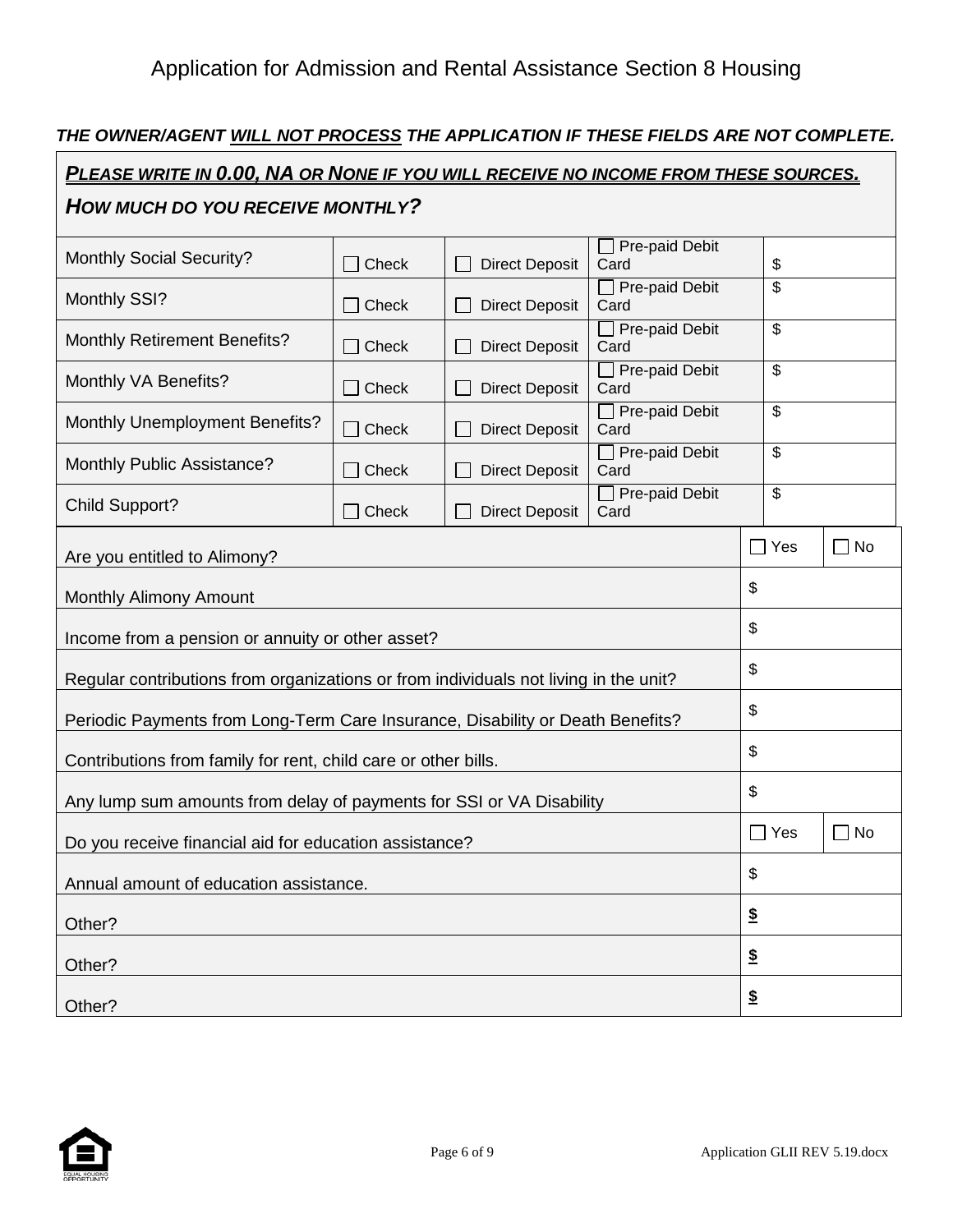# Application for Admission and Rental Assistance Section 8 Housing

***THE OWNER/AGENT <u>WILL NOT PROCESS</u> THE APPLICATION IF THESE FIELDS ARE NOT COMPLETE.***

***<u>PLEASE WRITE IN 0.00, NA OR NONE IF YOU WILL RECEIVE NO INCOME FROM THESE SOURCES.</u>***

***HOW MUCH DO YOU RECEIVE MONTHLY?***

| | | | | |
|---|---|---|---|---|
| Monthly Social Security? | ☐ Check | ☐ Direct Deposit | ☐ Pre-paid Debit Card | $ |
| Monthly SSI? | ☐ Check | ☐ Direct Deposit | ☐ Pre-paid Debit Card | $ |
| Monthly Retirement Benefits? | ☐ Check | ☐ Direct Deposit | ☐ Pre-paid Debit Card | $ |
| Monthly VA Benefits? | ☐ Check | ☐ Direct Deposit | ☐ Pre-paid Debit Card | $ |
| Monthly Unemployment Benefits? | ☐ Check | ☐ Direct Deposit | ☐ Pre-paid Debit Card | $ |
| Monthly Public Assistance? | ☐ Check | ☐ Direct Deposit | ☐ Pre-paid Debit Card | $ |
| Child Support? | ☐ Check | ☐ Direct Deposit | ☐ Pre-paid Debit Card | $ |

| | | |
|---|---|---|
| Are you entitled to Alimony? | ☐ Yes | ☐ No |
| Monthly Alimony Amount | $ | |
| Income from a pension or annuity or other asset? | $ | |
| Regular contributions from organizations or from individuals not living in the unit? | $ | |
| Periodic Payments from Long-Term Care Insurance, Disability or Death Benefits? | $ | |
| Contributions from family for rent, child care or other bills. | $ | |
| Any lump sum amounts from delay of payments for SSI or VA Disability | $ | |
| Do you receive financial aid for education assistance? | ☐ Yes | ☐ No |
| Annual amount of education assistance. | $ | |
| Other? | <u>**$**</u> | |
| Other? | <u>**$**</u> | |
| Other? | <u>**$**</u> | |

Application GLII REV 5.19.docx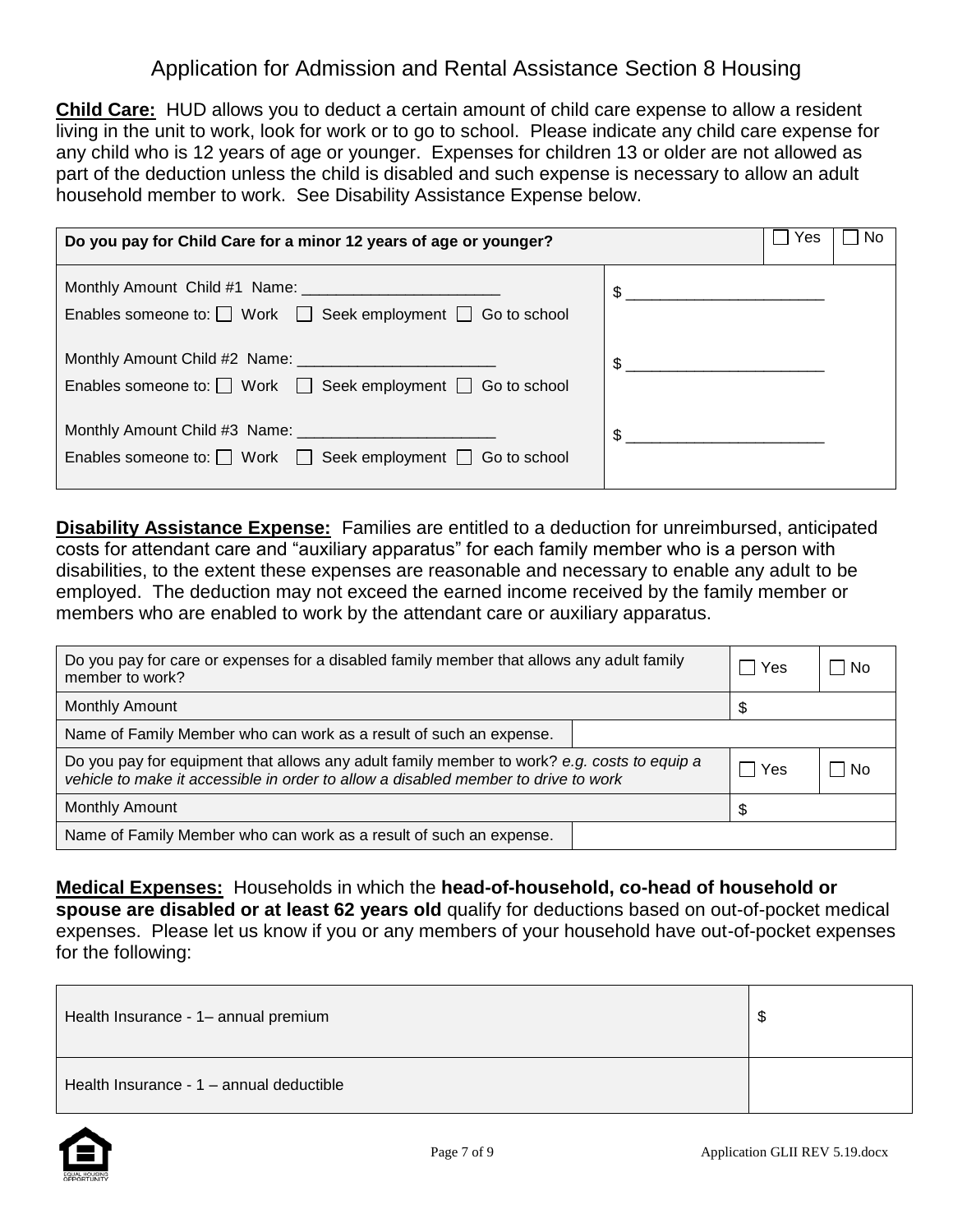# Application for Admission and Rental Assistance Section 8 Housing

**Child Care:** HUD allows you to deduct a certain amount of child care expense to allow a resident living in the unit to work, look for work or to go to school. Please indicate any child care expense for any child who is 12 years of age or younger. Expenses for children 13 or older are not allowed as part of the deduction unless the child is disabled and such expense is necessary to allow an adult household member to work. See Disability Assistance Expense below.

| Do you pay for Child Care for a minor 12 years of age or younger? | ☐ Yes | ☐ No |
|---|---|---|
| Monthly Amount Child #1 Name: _______________________<br>Enables someone to: ☐ Work ☐ Seek employment ☐ Go to school | $ _______________________ | |
| Monthly Amount Child #2 Name: _______________________<br>Enables someone to: ☐ Work ☐ Seek employment ☐ Go to school | $ _______________________ | |
| Monthly Amount Child #3 Name: _______________________<br>Enables someone to: ☐ Work ☐ Seek employment ☐ Go to school | $ _______________________ | |

**Disability Assistance Expense:** Families are entitled to a deduction for unreimbursed, anticipated costs for attendant care and "auxiliary apparatus" for each family member who is a person with disabilities, to the extent these expenses are reasonable and necessary to enable any adult to be employed. The deduction may not exceed the earned income received by the family member or members who are enabled to work by the attendant care or auxiliary apparatus.

| Do you pay for care or expenses for a disabled family member that allows any adult family member to work? | | ☐ Yes | ☐ No |
|---|---|---|---|
| Monthly Amount | | $ | |
| Name of Family Member who can work as a result of such an expense. | | | |
| Do you pay for equipment that allows any adult family member to work? *e.g. costs to equip a vehicle to make it accessible in order to allow a disabled member to drive to work* | | ☐ Yes | ☐ No |
| Monthly Amount | | $ | |
| Name of Family Member who can work as a result of such an expense. | | | |

**Medical Expenses:** Households in which the **head-of-household, co-head of household or spouse are disabled or at least 62 years old** qualify for deductions based on out-of-pocket medical expenses. Please let us know if you or any members of your household have out-of-pocket expenses for the following:

| | |
|---|---|
| Health Insurance - 1– annual premium | $ |
| Health Insurance - 1 – annual deductible | |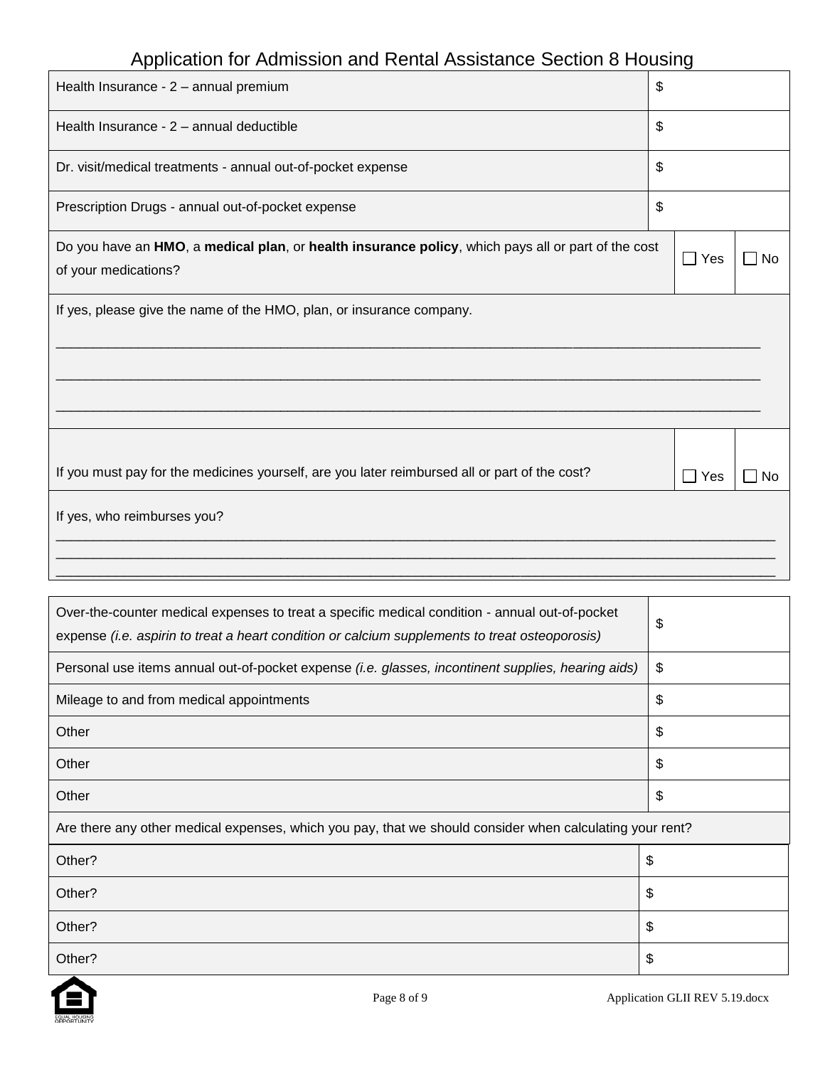| | |
|---|---|
| Health Insurance - 2 – annual premium | $ |
| Health Insurance - 2 – annual deductible | $ |
| Dr. visit/medical treatments - annual out-of-pocket expense | $ |
| Prescription Drugs - annual out-of-pocket expense | $ |

| | | |
|---|---|---|
| Do you have an **HMO**, a **medical plan**, or **health insurance policy**, which pays all or part of the cost of your medications? | ☐ Yes | ☐ No |

If yes, please give the name of the HMO, plan, or insurance company.

______________________________________________________________________________

______________________________________________________________________________

______________________________________________________________________________

| | | |
|---|---|---|
| If you must pay for the medicines yourself, are you later reimbursed all or part of the cost? | ☐ Yes | ☐ No |

If yes, who reimburses you?

______________________________________________________________________________

______________________________________________________________________________

______________________________________________________________________________

| | |
|---|---|
| Over-the-counter medical expenses to treat a specific medical condition - annual out-of-pocket expense *(i.e. aspirin to treat a heart condition or calcium supplements to treat osteoporosis)* | $ |
| Personal use items annual out-of-pocket expense *(i.e. glasses, incontinent supplies, hearing aids)* | $ |
| Mileage to and from medical appointments | $ |
| Other | $ |
| Other | $ |
| Other | $ |

Are there any other medical expenses, which you pay, that we should consider when calculating your rent?

| | |
|---|---|
| Other? | $ |
| Other? | $ |
| Other? | $ |
| Other? | $ |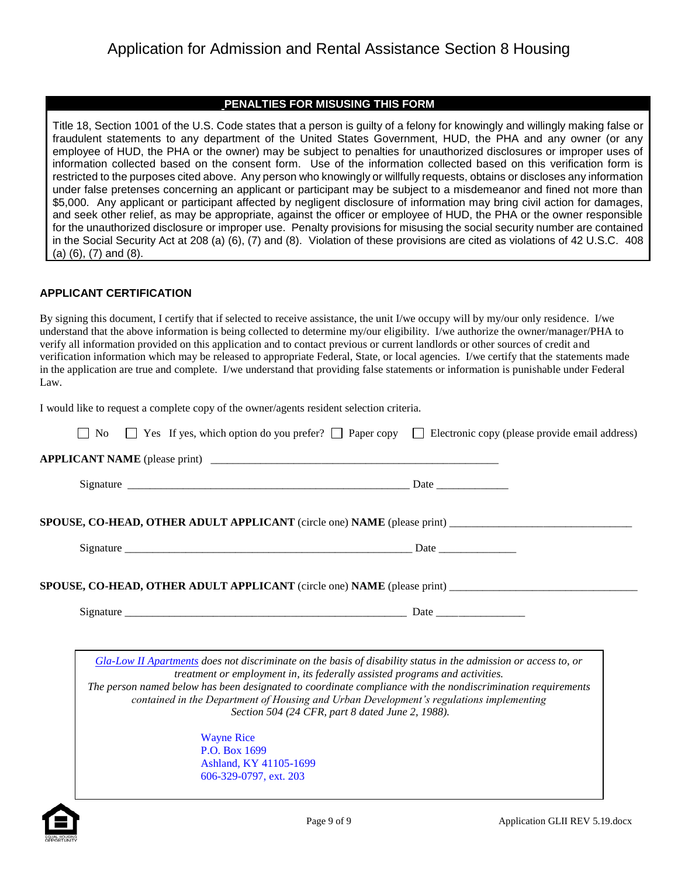# Application for Admission and Rental Assistance Section 8 Housing

**PENALTIES FOR MISUSING THIS FORM**

Title 18, Section 1001 of the U.S. Code states that a person is guilty of a felony for knowingly and willingly making false or fraudulent statements to any department of the United States Government, HUD, the PHA and any owner (or any employee of HUD, the PHA or the owner) may be subject to penalties for unauthorized disclosures or improper uses of information collected based on the consent form. Use of the information collected based on this verification form is restricted to the purposes cited above. Any person who knowingly or willfully requests, obtains or discloses any information under false pretenses concerning an applicant or participant may be subject to a misdemeanor and fined not more than $5,000. Any applicant or participant affected by negligent disclosure of information may bring civil action for damages, and seek other relief, as may be appropriate, against the officer or employee of HUD, the PHA or the owner responsible for the unauthorized disclosure or improper use. Penalty provisions for misusing the social security number are contained in the Social Security Act at 208 (a) (6), (7) and (8). Violation of these provisions are cited as violations of 42 U.S.C. 408 (a) (6), (7) and (8).

### APPLICANT CERTIFICATION

By signing this document, I certify that if selected to receive assistance, the unit I/we occupy will by my/our only residence. I/we understand that the above information is being collected to determine my/our eligibility. I/we authorize the owner/manager/PHA to verify all information provided on this application and to contact previous or current landlords or other sources of credit and verification information which may be released to appropriate Federal, State, or local agencies. I/we certify that the statements made in the application are true and complete. I/we understand that providing false statements or information is punishable under Federal Law.

I would like to request a complete copy of the owner/agents resident selection criteria.

☐ No ☐ Yes If yes, which option do you prefer? ☐ Paper copy ☐ Electronic copy (please provide email address)

**APPLICANT NAME** (please print) ____________________________________________________

Signature ____________________________________________________ Date _____________

**SPOUSE, CO-HEAD, OTHER ADULT APPLICANT** (circle one) **NAME** (please print) ________________________________

Signature ____________________________________________________ Date ______________

**SPOUSE, CO-HEAD, OTHER ADULT APPLICANT** (circle one) **NAME** (please print) _________________________________

Signature ____________________________________________________ Date ________________

*Gla-Low II Apartments does not discriminate on the basis of disability status in the admission or access to, or treatment or employment in, its federally assisted programs and activities.*
*The person named below has been designated to coordinate compliance with the nondiscrimination requirements contained in the Department of Housing and Urban Development's regulations implementing Section 504 (24 CFR, part 8 dated June 2, 1988).*

Wayne Rice
P.O. Box 1699
Ashland, KY 41105-1699
606-329-0797, ext. 203

Application GLII REV 5.19.docx